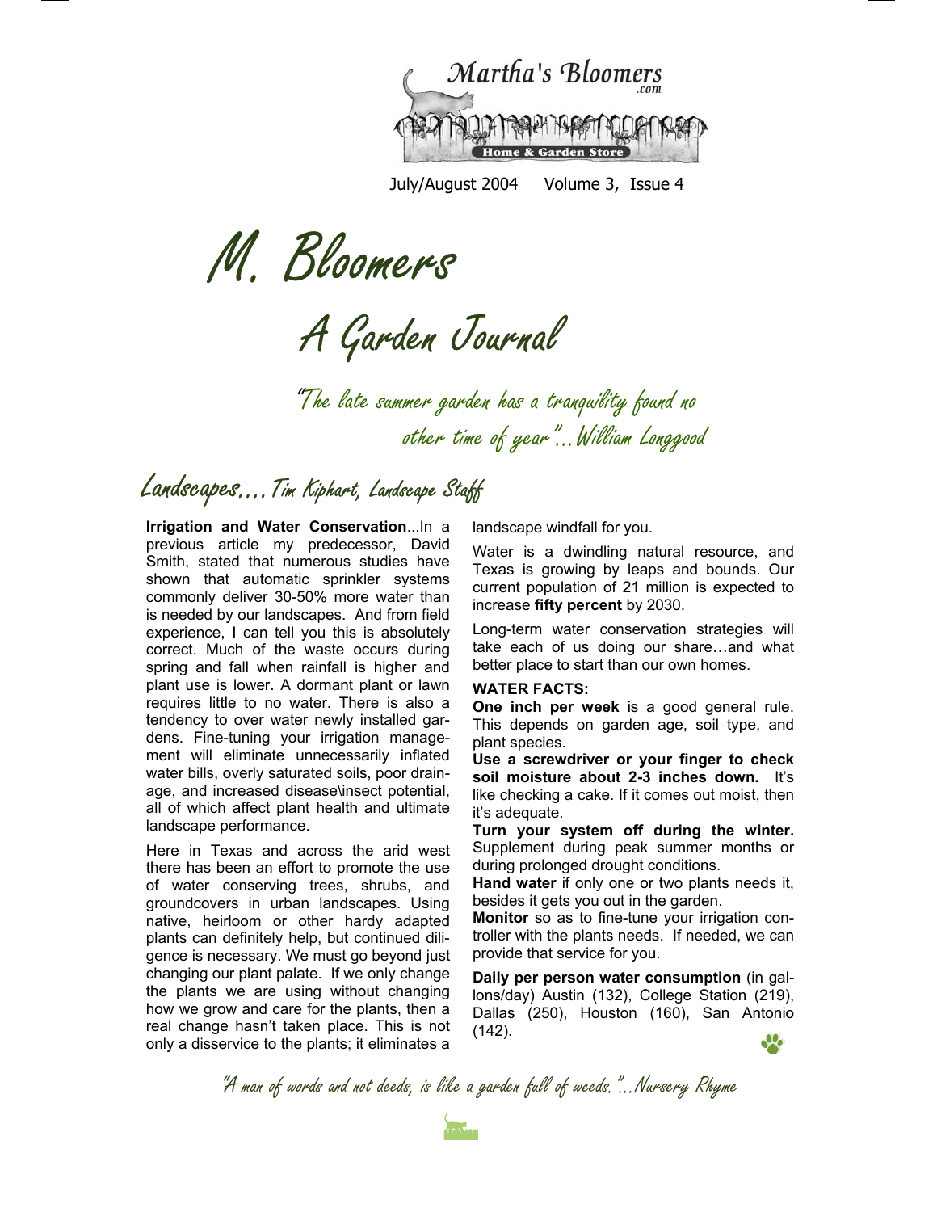Martha's Bloomers.com

Home & Garden Store

July/August 2004 Volume 3, Issue 4

# M. Bloomers

## A Garden Journal

*"The late summer garden has a tranquility found no other time of year"...William Longgood*

## Landscapes.... Tim Kiphart, Landscape Staff

**Irrigation and Water Conservation**...In a previous article my predecessor, David Smith, stated that numerous studies have shown that automatic sprinkler systems commonly deliver 30-50% more water than is needed by our landscapes. And from field experience, I can tell you this is absolutely correct. Much of the waste occurs during spring and fall when rainfall is higher and plant use is lower. A dormant plant or lawn requires little to no water. There is also a tendency to over water newly installed gardens. Fine-tuning your irrigation management will eliminate unnecessarily inflated water bills, overly saturated soils, poor drainage, and increased disease\insect potential, all of which affect plant health and ultimate landscape performance.

Here in Texas and across the arid west there has been an effort to promote the use of water conserving trees, shrubs, and groundcovers in urban landscapes. Using native, heirloom or other hardy adapted plants can definitely help, but continued diligence is necessary. We must go beyond just changing our plant palate. If we only change the plants we are using without changing how we grow and care for the plants, then a real change hasn't taken place. This is not only a disservice to the plants; it eliminates a landscape windfall for you.

Water is a dwindling natural resource, and Texas is growing by leaps and bounds. Our current population of 21 million is expected to increase **fifty percent** by 2030.

Long-term water conservation strategies will take each of us doing our share…and what better place to start than our own homes.

**WATER FACTS:**

**One inch per week** is a good general rule. This depends on garden age, soil type, and plant species.

**Use a screwdriver or your finger to check soil moisture about 2-3 inches down.** It's like checking a cake. If it comes out moist, then it's adequate.

**Turn your system off during the winter.** Supplement during peak summer months or during prolonged drought conditions.

**Hand water** if only one or two plants needs it, besides it gets you out in the garden.

**Monitor** so as to fine-tune your irrigation controller with the plants needs. If needed, we can provide that service for you.

**Daily per person water consumption** (in gallons/day) Austin (132), College Station (219), Dallas (250), Houston (160), San Antonio (142).

*"A man of words and not deeds, is like a garden full of weeds."...Nursery Rhyme*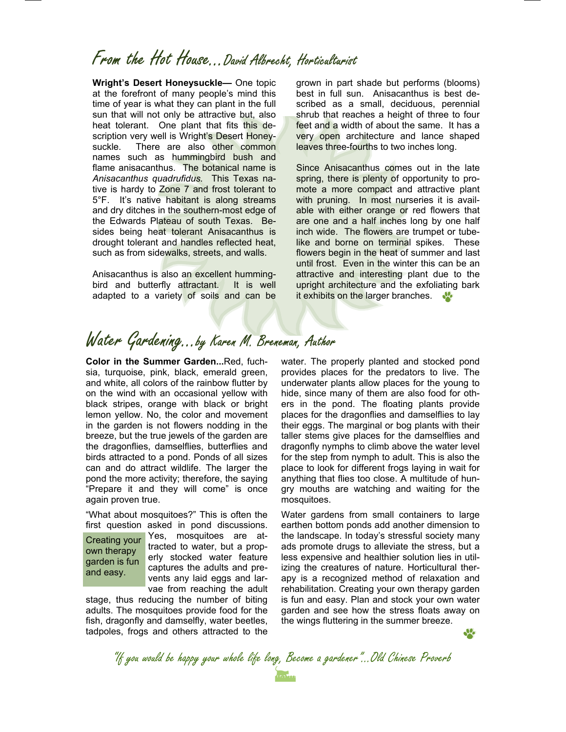## From the Hot House…David Albrecht, Horticulturist

**Wright's Desert Honeysuckle—** One topic at the forefront of many people's mind this time of year is what they can plant in the full sun that will not only be attractive but, also heat tolerant. One plant that fits this description very well is Wright's Desert Honeysuckle. There are also other common names such as hummingbird bush and flame anisacanthus. The botanical name is *Anisacanthus quadrufidus.* This Texas native is hardy to Zone 7 and frost tolerant to 5°F. It's native habitant is along streams and dry ditches in the southern-most edge of the Edwards Plateau of south Texas. Besides being heat tolerant Anisacanthus is drought tolerant and handles reflected heat, such as from sidewalks, streets, and walls.

Anisacanthus is also an excellent hummingbird and butterfly attractant. It is well adapted to a variety of soils and can be grown in part shade but performs (blooms) best in full sun. Anisacanthus is best described as a small, deciduous, perennial shrub that reaches a height of three to four feet and a width of about the same. It has a very open architecture and lance shaped leaves three-fourths to two inches long.

Since Anisacanthus comes out in the late spring, there is plenty of opportunity to promote a more compact and attractive plant with pruning. In most nurseries it is available with either orange or red flowers that are one and a half inches long by one half inch wide. The flowers are trumpet or tube-like and borne on terminal spikes. These flowers begin in the heat of summer and last until frost. Even in the winter this can be an attractive and interesting plant due to the upright architecture and the exfoliating bark it exhibits on the larger branches.

## Water Gardening…by Karen M. Breneman, Author

**Color in the Summer Garden...**Red, fuchsia, turquoise, pink, black, emerald green, and white, all colors of the rainbow flutter by on the wind with an occasional yellow with black stripes, orange with black or bright lemon yellow. No, the color and movement in the garden is not flowers nodding in the breeze, but the true jewels of the garden are the dragonflies, damselflies, butterflies and birds attracted to a pond. Ponds of all sizes can and do attract wildlife. The larger the pond the more activity; therefore, the saying "Prepare it and they will come" is once again proven true.

"What about mosquitoes?" This is often the first question asked in pond discussions. Yes, mosquitoes are attracted to water, but a properly stocked water feature captures the adults and prevents any laid eggs and larvae from reaching the adult stage, thus reducing the number of biting adults. The mosquitoes provide food for the fish, dragonfly and damselfly, water beetles, tadpoles, frogs and others attracted to the water. The properly planted and stocked pond provides places for the predators to live. The underwater plants allow places for the young to hide, since many of them are also food for others in the pond. The floating plants provide places for the dragonflies and damselflies to lay their eggs. The marginal or bog plants with their taller stems give places for the damselflies and dragonfly nymphs to climb above the water level for the step from nymph to adult. This is also the place to look for different frogs laying in wait for anything that flies too close. A multitude of hungry mouths are watching and waiting for the mosquitoes.

> Creating your own therapy garden is fun and easy.

Water gardens from small containers to large earthen bottom ponds add another dimension to the landscape. In today's stressful society many ads promote drugs to alleviate the stress, but a less expensive and healthier solution lies in utilizing the creatures of nature. Horticultural therapy is a recognized method of relaxation and rehabilitation. Creating your own therapy garden is fun and easy. Plan and stock your own water garden and see how the stress floats away on the wings fluttering in the summer breeze.

*"If you would be happy your whole life long, Become a gardener"...Old Chinese Proverb*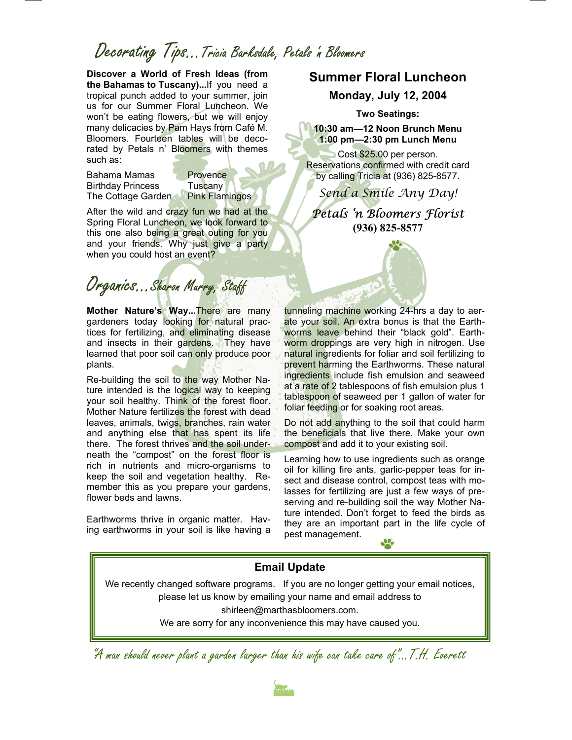## Decorating Tips...Tricia Barksdale, Petals 'n Bloomers

**Discover a World of Fresh Ideas (from the Bahamas to Tuscany)...**If you need a tropical punch added to your summer, join us for our Summer Floral Luncheon. We won't be eating flowers, but we will enjoy many delicacies by Pam Hays from Café M. Bloomers. Fourteen tables will be decorated by Petals n' Bloomers with themes such as:

| | |
|---|---|
| Bahama Mamas | Provence |
| Birthday Princess | Tuscany |
| The Cottage Garden | Pink Flamingos |

After the wild and crazy fun we had at the Spring Floral Luncheon, we look forward to this one also being a great outing for you and your friends. Why just give a party when you could host an event?

### Summer Floral Luncheon

**Monday, July 12, 2004**

**Two Seatings:**

**10:30 am—12 Noon Brunch Menu**
**1:00 pm—2:30 pm Lunch Menu**

Cost $25.00 per person.
Reservations confirmed with credit card by calling Tricia at (936) 825-8577.

*Send a Smile Any Day!*

*Petals 'n Bloomers Florist*
**(936) 825-8577**

## Organics...Sharon Murry, Staff

**Mother Nature's Way...**There are many gardeners today looking for natural practices for fertilizing, and eliminating disease and insects in their gardens. They have learned that poor soil can only produce poor plants.

Re-building the soil to the way Mother Nature intended is the logical way to keeping your soil healthy. Think of the forest floor. Mother Nature fertilizes the forest with dead leaves, animals, twigs, branches, rain water and anything else that has spent its life there. The forest thrives and the soil underneath the "compost" on the forest floor is rich in nutrients and micro-organisms to keep the soil and vegetation healthy. Remember this as you prepare your gardens, flower beds and lawns.

Earthworms thrive in organic matter. Having earthworms in your soil is like having a tunneling machine working 24-hrs a day to aerate your soil. An extra bonus is that the Earthworms leave behind their "black gold". Earthworm droppings are very high in nitrogen. Use natural ingredients for foliar and soil fertilizing to prevent harming the Earthworms. These natural ingredients include fish emulsion and seaweed at a rate of 2 tablespoons of fish emulsion plus 1 tablespoon of seaweed per 1 gallon of water for foliar feeding or for soaking root areas.

Do not add anything to the soil that could harm the beneficials that live there. Make your own compost and add it to your existing soil.

Learning how to use ingredients such as orange oil for killing fire ants, garlic-pepper teas for insect and disease control, compost teas with molasses for fertilizing are just a few ways of preserving and re-building soil the way Mother Nature intended. Don't forget to feed the birds as they are an important part in the life cycle of pest management.

### Email Update

We recently changed software programs. If you are no longer getting your email notices, please let us know by emailing your name and email address to shirleen@marthasbloomers.com.
We are sorry for any inconvenience this may have caused you.

*"A man should never plant a garden larger than his wife can take care of"...T.H. Everett*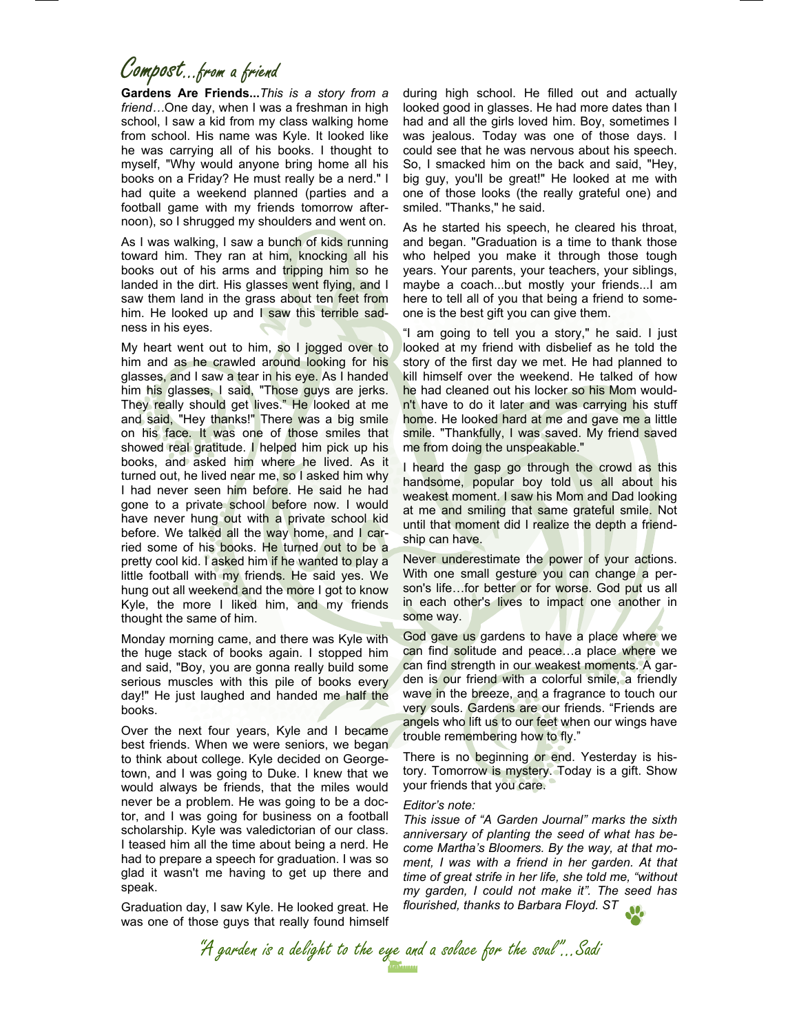# Compost...from a friend

**Gardens Are Friends...** *This is a story from a friend…* One day, when I was a freshman in high school, I saw a kid from my class walking home from school. His name was Kyle. It looked like he was carrying all of his books. I thought to myself, "Why would anyone bring home all his books on a Friday? He must really be a nerd." I had quite a weekend planned (parties and a football game with my friends tomorrow afternoon), so I shrugged my shoulders and went on.

As I was walking, I saw a bunch of kids running toward him. They ran at him, knocking all his books out of his arms and tripping him so he landed in the dirt. His glasses went flying, and I saw them land in the grass about ten feet from him. He looked up and I saw this terrible sadness in his eyes.

My heart went out to him, so I jogged over to him and as he crawled around looking for his glasses, and I saw a tear in his eye. As I handed him his glasses, I said, "Those guys are jerks. They really should get lives." He looked at me and said, "Hey thanks!" There was a big smile on his face. It was one of those smiles that showed real gratitude. I helped him pick up his books, and asked him where he lived. As it turned out, he lived near me, so I asked him why I had never seen him before. He said he had gone to a private school before now. I would have never hung out with a private school kid before. We talked all the way home, and I carried some of his books. He turned out to be a pretty cool kid. I asked him if he wanted to play a little football with my friends. He said yes. We hung out all weekend and the more I got to know Kyle, the more I liked him, and my friends thought the same of him.

Monday morning came, and there was Kyle with the huge stack of books again. I stopped him and said, "Boy, you are gonna really build some serious muscles with this pile of books every day!" He just laughed and handed me half the books.

Over the next four years, Kyle and I became best friends. When we were seniors, we began to think about college. Kyle decided on Georgetown, and I was going to Duke. I knew that we would always be friends, that the miles would never be a problem. He was going to be a doctor, and I was going for business on a football scholarship. Kyle was valedictorian of our class. I teased him all the time about being a nerd. He had to prepare a speech for graduation. I was so glad it wasn't me having to get up there and speak.

Graduation day, I saw Kyle. He looked great. He was one of those guys that really found himself during high school. He filled out and actually looked good in glasses. He had more dates than I had and all the girls loved him. Boy, sometimes I was jealous. Today was one of those days. I could see that he was nervous about his speech. So, I smacked him on the back and said, "Hey, big guy, you'll be great!" He looked at me with one of those looks (the really grateful one) and smiled. "Thanks," he said.

As he started his speech, he cleared his throat, and began. "Graduation is a time to thank those who helped you make it through those tough years. Your parents, your teachers, your siblings, maybe a coach...but mostly your friends...I am here to tell all of you that being a friend to someone is the best gift you can give them.

"I am going to tell you a story," he said. I just looked at my friend with disbelief as he told the story of the first day we met. He had planned to kill himself over the weekend. He talked of how he had cleaned out his locker so his Mom wouldn't have to do it later and was carrying his stuff home. He looked hard at me and gave me a little smile. "Thankfully, I was saved. My friend saved me from doing the unspeakable."

I heard the gasp go through the crowd as this handsome, popular boy told us all about his weakest moment. I saw his Mom and Dad looking at me and smiling that same grateful smile. Not until that moment did I realize the depth a friendship can have.

Never underestimate the power of your actions. With one small gesture you can change a person's life…for better or for worse. God put us all in each other's lives to impact one another in some way.

God gave us gardens to have a place where we can find solitude and peace…a place where we can find strength in our weakest moments. A garden is our friend with a colorful smile, a friendly wave in the breeze, and a fragrance to touch our very souls. Gardens are our friends. "Friends are angels who lift us to our feet when our wings have trouble remembering how to fly."

There is no beginning or end. Yesterday is history. Tomorrow is mystery. Today is a gift. Show your friends that you care.

*Editor's note:*

*This issue of "A Garden Journal" marks the sixth anniversary of planting the seed of what has become Martha's Bloomers. By the way, at that moment, I was with a friend in her garden. At that time of great strife in her life, she told me, "without my garden, I could not make it". The seed has flourished, thanks to Barbara Floyd. ST*

"A garden is a delight to the eye and a solace for the soul"...Sadi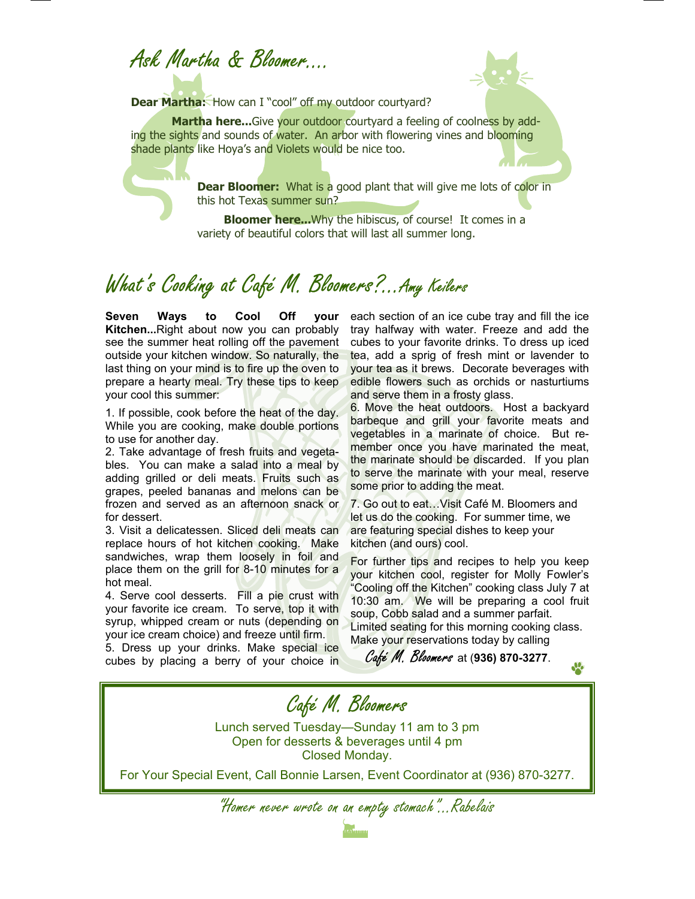# Ask Martha & Bloomer....

**Dear Martha:** How can I "cool" off my outdoor courtyard?

**Martha here...**Give your outdoor courtyard a feeling of coolness by adding the sights and sounds of water. An arbor with flowering vines and blooming shade plants like Hoya's and Violets would be nice too.

**Dear Bloomer:** What is a good plant that will give me lots of color in this hot Texas summer sun?

**Bloomer here...**Why the hibiscus, of course! It comes in a variety of beautiful colors that will last all summer long.

# What's Cooking at Café M. Bloomers?...Amy Keilers

**Seven Ways to Cool Off your Kitchen...**Right about now you can probably see the summer heat rolling off the pavement outside your kitchen window. So naturally, the last thing on your mind is to fire up the oven to prepare a hearty meal. Try these tips to keep your cool this summer:

1. If possible, cook before the heat of the day. While you are cooking, make double portions to use for another day.
2. Take advantage of fresh fruits and vegetables. You can make a salad into a meal by adding grilled or deli meats. Fruits such as grapes, peeled bananas and melons can be frozen and served as an afternoon snack or for dessert.
3. Visit a delicatessen. Sliced deli meats can replace hours of hot kitchen cooking. Make sandwiches, wrap them loosely in foil and place them on the grill for 8-10 minutes for a hot meal.
4. Serve cool desserts. Fill a pie crust with your favorite ice cream. To serve, top it with syrup, whipped cream or nuts (depending on your ice cream choice) and freeze until firm.
5. Dress up your drinks. Make special ice cubes by placing a berry of your choice in each section of an ice cube tray and fill the ice tray halfway with water. Freeze and add the cubes to your favorite drinks. To dress up iced tea, add a sprig of fresh mint or lavender to your tea as it brews. Decorate beverages with edible flowers such as orchids or nasturtiums and serve them in a frosty glass.
6. Move the heat outdoors. Host a backyard barbeque and grill your favorite meats and vegetables in a marinate of choice. But remember once you have marinated the meat, the marinate should be discarded. If you plan to serve the marinate with your meal, reserve some prior to adding the meat.
7. Go out to eat…Visit Café M. Bloomers and let us do the cooking. For summer time, we are featuring special dishes to keep your kitchen (and ours) cool.

For further tips and recipes to help you keep your kitchen cool, register for Molly Fowler's "Cooling off the Kitchen" cooking class July 7 at 10:30 am. We will be preparing a cool fruit soup, Cobb salad and a summer parfait. Limited seating for this morning cooking class. Make your reservations today by calling *Café M. Bloomers* at **(936) 870-3277**.

## Café M. Bloomers

Lunch served Tuesday—Sunday 11 am to 3 pm
Open for desserts & beverages until 4 pm
Closed Monday.

For Your Special Event, Call Bonnie Larsen, Event Coordinator at (936) 870-3277.

*"Homer never wrote on an empty stomach"...Rabelais*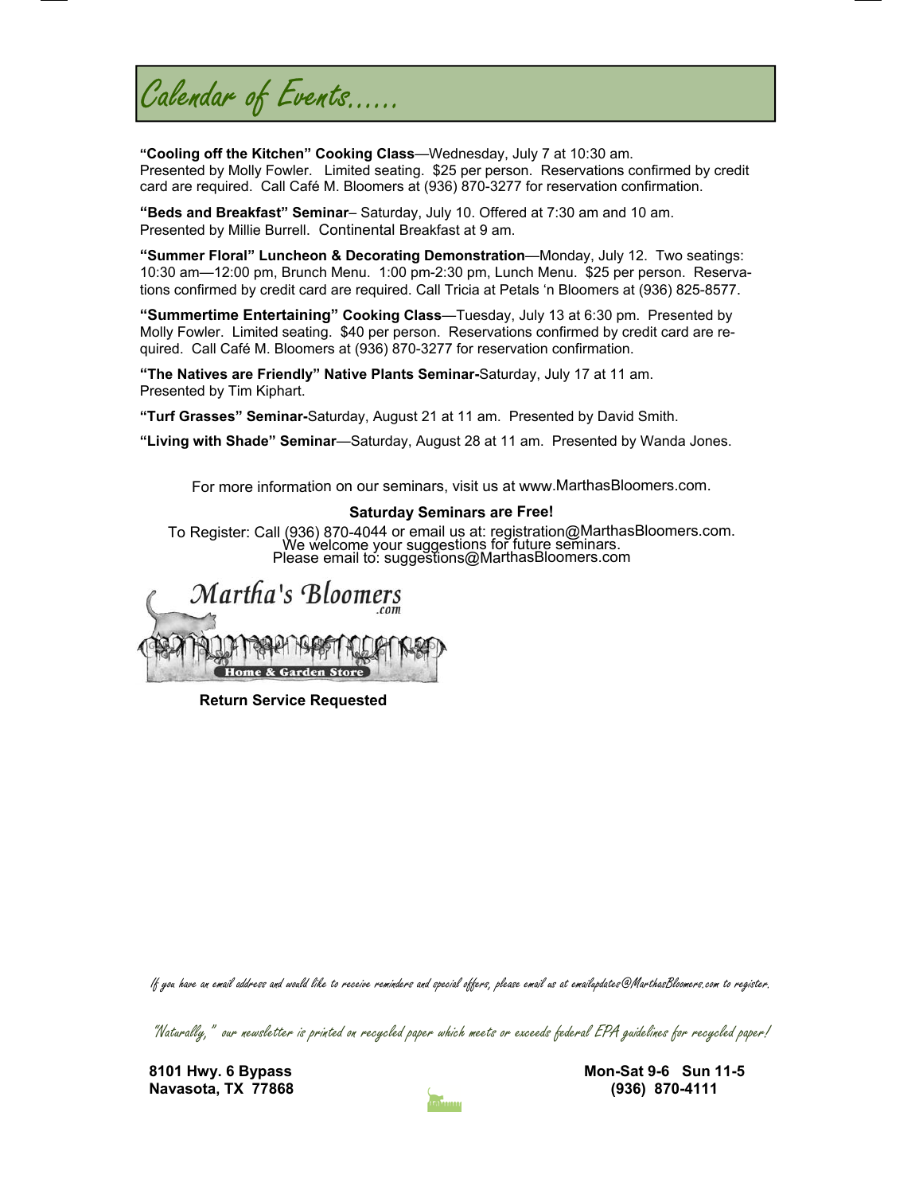# Calendar of Events……

**"Cooling off the Kitchen" Cooking Class**—Wednesday, July 7 at 10:30 am. Presented by Molly Fowler. Limited seating. $25 per person. Reservations confirmed by credit card are required. Call Café M. Bloomers at (936) 870-3277 for reservation confirmation.

**"Beds and Breakfast" Seminar**– Saturday, July 10. Offered at 7:30 am and 10 am. Presented by Millie Burrell. Continental Breakfast at 9 am.

**"Summer Floral" Luncheon & Decorating Demonstration**—Monday, July 12. Two seatings: 10:30 am—12:00 pm, Brunch Menu. 1:00 pm-2:30 pm, Lunch Menu. $25 per person. Reservations confirmed by credit card are required. Call Tricia at Petals 'n Bloomers at (936) 825-8577.

**"Summertime Entertaining" Cooking Class**—Tuesday, July 13 at 6:30 pm. Presented by Molly Fowler. Limited seating. $40 per person. Reservations confirmed by credit card are required. Call Café M. Bloomers at (936) 870-3277 for reservation confirmation.

**"The Natives are Friendly" Native Plants Seminar-**Saturday, July 17 at 11 am. Presented by Tim Kiphart.

**"Turf Grasses" Seminar-**Saturday, August 21 at 11 am. Presented by David Smith.

**"Living with Shade" Seminar**—Saturday, August 28 at 11 am. Presented by Wanda Jones.

For more information on our seminars, visit us at www.MarthasBloomers.com.

**Saturday Seminars are Free!**

To Register: Call (936) 870-4044 or email us at: registration@MarthasBloomers.com.
We welcome your suggestions for future seminars.
Please email to: suggestions@MarthasBloomers.com

Martha's Bloomers .com
Home & Garden Store

**Return Service Requested**

*If you have an email address and would like to receive reminders and special offers, please email us at emailupdates@MarthasBloomers.com to register.*

*"Naturally," our newsletter is printed on recycled paper which meets or exceeds federal EPA guidelines for recycled paper!*

**8101 Hwy. 6 Bypass**
**Navasota, TX 77868**

**Mon-Sat 9-6 Sun 11-5**
**(936) 870-4111**